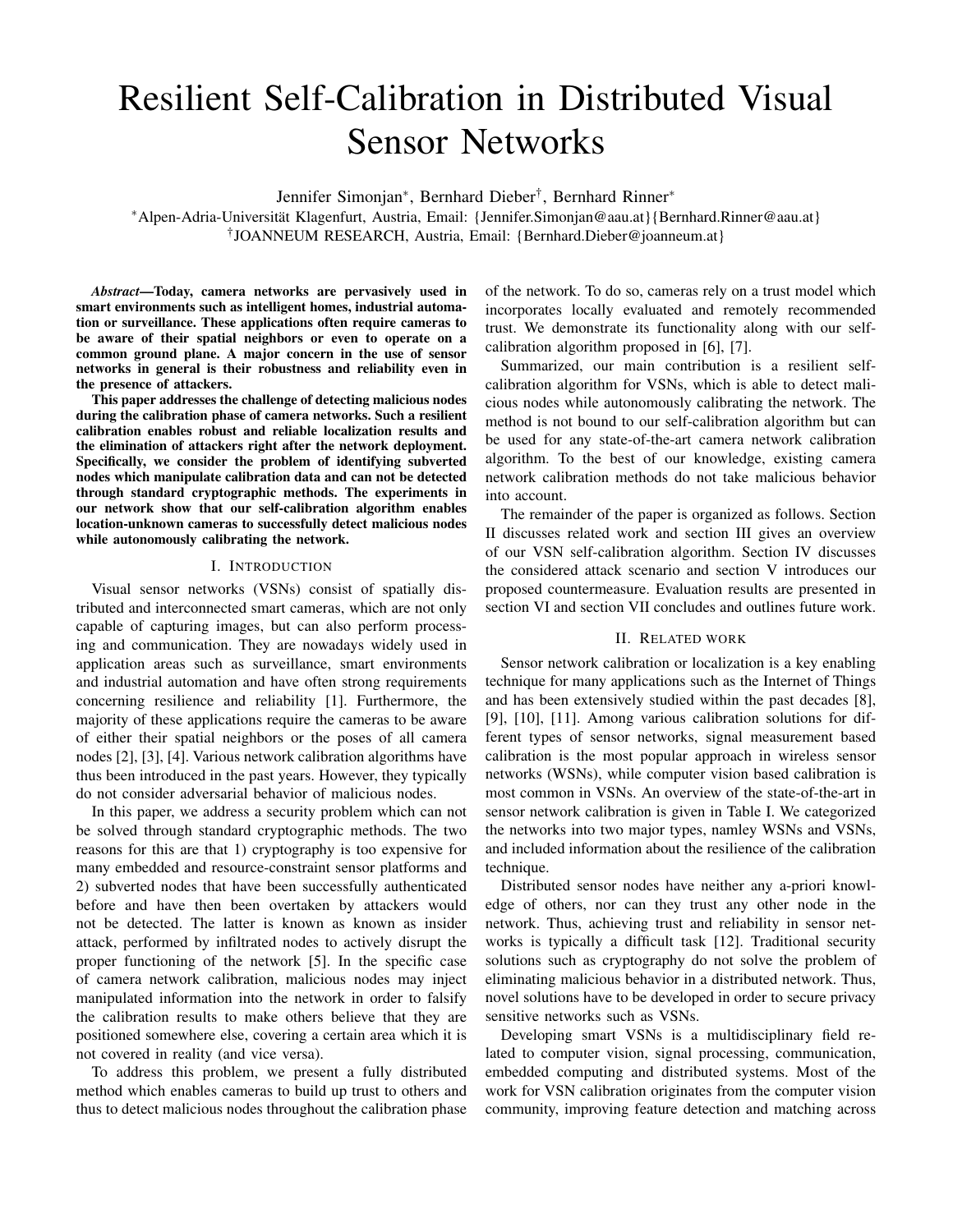# Resilient Self-Calibration in Distributed Visual Sensor Networks

Jennifer Simonjan*, Bernhard Dieber†, Bernhard Rinner*

*Alpen-Adria-Universität Klagenfurt, Austria, Email: {Jennifer.Simonjan@aau.at}{Bernhard.Rinner@aau.at}
†JOANNEUM RESEARCH, Austria, Email: {Bernhard.Dieber@joanneum.at}

***Abstract*—Today, camera networks are pervasively used in smart environments such as intelligent homes, industrial automation or surveillance. These applications often require cameras to be aware of their spatial neighbors or even to operate on a common ground plane. A major concern in the use of sensor networks in general is their robustness and reliability even in the presence of attackers.**

**This paper addresses the challenge of detecting malicious nodes during the calibration phase of camera networks. Such a resilient calibration enables robust and reliable localization results and the elimination of attackers right after the network deployment. Specifically, we consider the problem of identifying subverted nodes which manipulate calibration data and can not be detected through standard cryptographic methods. The experiments in our network show that our self-calibration algorithm enables location-unknown cameras to successfully detect malicious nodes while autonomously calibrating the network.**

## I. Introduction

Visual sensor networks (VSNs) consist of spatially distributed and interconnected smart cameras, which are not only capable of capturing images, but can also perform processing and communication. They are nowadays widely used in application areas such as surveillance, smart environments and industrial automation and have often strong requirements concerning resilience and reliability [1]. Furthermore, the majority of these applications require the cameras to be aware of either their spatial neighbors or the poses of all camera nodes [2], [3], [4]. Various network calibration algorithms have thus been introduced in the past years. However, they typically do not consider adversarial behavior of malicious nodes.

In this paper, we address a security problem which can not be solved through standard cryptographic methods. The two reasons for this are that 1) cryptography is too expensive for many embedded and resource-constraint sensor platforms and 2) subverted nodes that have been successfully authenticated before and have then been overtaken by attackers would not be detected. The latter is known as known as insider attack, performed by infiltrated nodes to actively disrupt the proper functioning of the network [5]. In the specific case of camera network calibration, malicious nodes may inject manipulated information into the network in order to falsify the calibration results to make others believe that they are positioned somewhere else, covering a certain area which it is not covered in reality (and vice versa).

To address this problem, we present a fully distributed method which enables cameras to build up trust to others and thus to detect malicious nodes throughout the calibration phase of the network. To do so, cameras rely on a trust model which incorporates locally evaluated and remotely recommended trust. We demonstrate its functionality along with our self-calibration algorithm proposed in [6], [7].

Summarized, our main contribution is a resilient self-calibration algorithm for VSNs, which is able to detect malicious nodes while autonomously calibrating the network. The method is not bound to our self-calibration algorithm but can be used for any state-of-the-art camera network calibration algorithm. To the best of our knowledge, existing camera network calibration methods do not take malicious behavior into account.

The remainder of the paper is organized as follows. Section II discusses related work and section III gives an overview of our VSN self-calibration algorithm. Section IV discusses the considered attack scenario and section V introduces our proposed countermeasure. Evaluation results are presented in section VI and section VII concludes and outlines future work.

## II. Related work

Sensor network calibration or localization is a key enabling technique for many applications such as the Internet of Things and has been extensively studied within the past decades [8], [9], [10], [11]. Among various calibration solutions for different types of sensor networks, signal measurement based calibration is the most popular approach in wireless sensor networks (WSNs), while computer vision based calibration is most common in VSNs. An overview of the state-of-the-art in sensor network calibration is given in Table I. We categorized the networks into two major types, namley WSNs and VSNs, and included information about the resilience of the calibration technique.

Distributed sensor nodes have neither any a-priori knowledge of others, nor can they trust any other node in the network. Thus, achieving trust and reliability in sensor networks is typically a difficult task [12]. Traditional security solutions such as cryptography do not solve the problem of eliminating malicious behavior in a distributed network. Thus, novel solutions have to be developed in order to secure privacy sensitive networks such as VSNs.

Developing smart VSNs is a multidisciplinary field related to computer vision, signal processing, communication, embedded computing and distributed systems. Most of the work for VSN calibration originates from the computer vision community, improving feature detection and matching across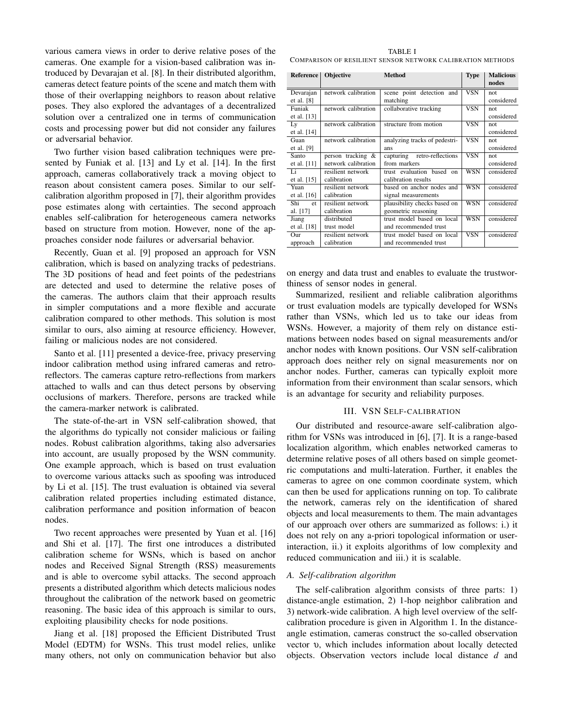various camera views in order to derive relative poses of the cameras. One example for a vision-based calibration was introduced by Devarajan et al. [8]. In their distributed algorithm, cameras detect feature points of the scene and match them with those of their overlapping neighbors to reason about relative poses. They also explored the advantages of a decentralized solution over a centralized one in terms of communication costs and processing power but did not consider any failures or adversarial behavior.

Two further vision based calibration techniques were presented by Funiak et al. [13] and Ly et al. [14]. In the first approach, cameras collaboratively track a moving object to reason about consistent camera poses. Similar to our self-calibration algorithm proposed in [7], their algorithm provides pose estimates along with certainties. The second approach enables self-calibration for heterogeneous camera networks based on structure from motion. However, none of the approaches consider node failures or adversarial behavior.

Recently, Guan et al. [9] proposed an approach for VSN calibration, which is based on analyzing tracks of pedestrians. The 3D positions of head and feet points of the pedestrians are detected and used to determine the relative poses of the cameras. The authors claim that their approach results in simpler computations and a more flexible and accurate calibration compared to other methods. This solution is most similar to ours, also aiming at resource efficiency. However, failing or malicious nodes are not considered.

Santo et al. [11] presented a device-free, privacy preserving indoor calibration method using infrared cameras and retro-reflectors. The cameras capture retro-reflections from markers attached to walls and can thus detect persons by observing occlusions of markers. Therefore, persons are tracked while the camera-marker network is calibrated.

The state-of-the-art in VSN self-calibration showed, that the algorithms do typically not consider malicious or failing nodes. Robust calibration algorithms, taking also adversaries into account, are usually proposed by the WSN community. One example approach, which is based on trust evaluation to overcome various attacks such as spoofing was introduced by Li et al. [15]. The trust evaluation is obtained via several calibration related properties including estimated distance, calibration performance and position information of beacon nodes.

Two recent approaches were presented by Yuan et al. [16] and Shi et al. [17]. The first one introduces a distributed calibration scheme for WSNs, which is based on anchor nodes and Received Signal Strength (RSS) measurements and is able to overcome sybil attacks. The second approach presents a distributed algorithm which detects malicious nodes throughout the calibration of the network based on geometric reasoning. The basic idea of this approach is similar to ours, exploiting plausibility checks for node positions.

Jiang et al. [18] proposed the Efficient Distributed Trust Model (EDTM) for WSNs. This trust model relies, unlike many others, not only on communication behavior but also on energy and data trust and enables to evaluate the trustworthiness of sensor nodes in general.

TABLE I
COMPARISON OF RESILIENT SENSOR NETWORK CALIBRATION METHODS

| Reference | Objective | Method | Type | Malicious nodes |
|---|---|---|---|---|
| Devarajan et al. [8] | network calibration | scene point detection and matching | VSN | not considered |
| Funiak et al. [13] | network calibration | collaborative tracking | VSN | not considered |
| Ly et al. [14] | network calibration | structure from motion | VSN | not considered |
| Guan et al. [9] | network calibration | analyzing tracks of pedestrians | VSN | not considered |
| Santo et al. [11] | person tracking & network calibration | capturing retro-reflections from markers | VSN | not considered |
| Li et al. [15] | resilient network calibration | trust evaluation based on calibration results | WSN | considered |
| Yuan et al. [16] | resilient network calibration | based on anchor nodes and signal measurements | WSN | considered |
| Shi et al. [17] | resilient network calibration | plausibility checks based on geometric reasoning | WSN | considered |
| Jiang et al. [18] | distributed trust model | trust model based on local and recommended trust | WSN | considered |
| Our approach | resilient network calibration | trust model based on local and recommended trust | VSN | considered |

Summarized, resilient and reliable calibration algorithms or trust evaluation models are typically developed for WSNs rather than VSNs, which led us to take our ideas from WSNs. However, a majority of them rely on distance estimations between nodes based on signal measurements and/or anchor nodes with known positions. Our VSN self-calibration approach does neither rely on signal measurements nor on anchor nodes. Further, cameras can typically exploit more information from their environment than scalar sensors, which is an advantage for security and reliability purposes.

## III. VSN Self-calibration

Our distributed and resource-aware self-calibration algorithm for VSNs was introduced in [6], [7]. It is a range-based localization algorithm, which enables networked cameras to determine relative poses of all others based on simple geometric computations and multi-lateration. Further, it enables the cameras to agree on one common coordinate system, which can then be used for applications running on top. To calibrate the network, cameras rely on the identification of shared objects and local measurements to them. The main advantages of our approach over others are summarized as follows: i.) it does not rely on any a-priori topological information or user-interaction, ii.) it exploits algorithms of low complexity and reduced communication and iii.) it is scalable.

### A. Self-calibration algorithm

The self-calibration algorithm consists of three parts: 1) distance-angle estimation, 2) 1-hop neighbor calibration and 3) network-wide calibration. A high level overview of the self-calibration procedure is given in Algorithm 1. In the distance-angle estimation, cameras construct the so-called observation vector $\upsilon$, which includes information about locally detected objects. Observation vectors include local distance $d$ and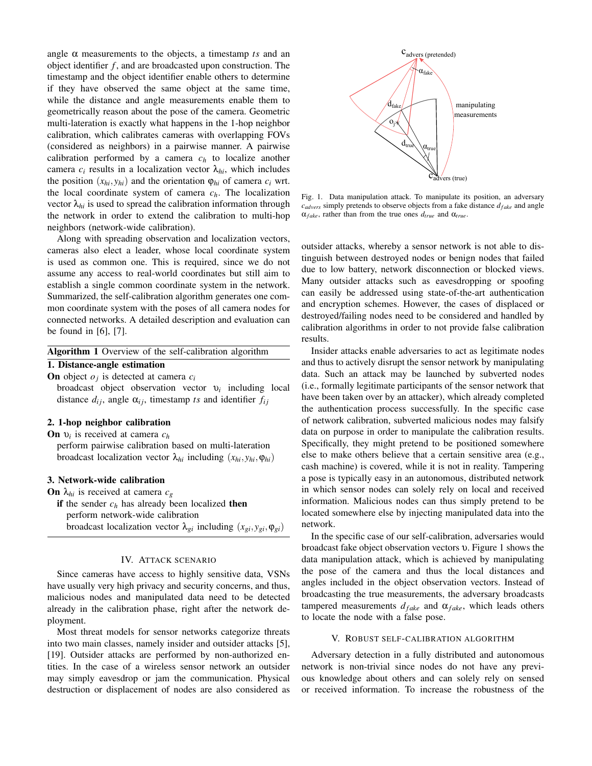angle $\alpha$ measurements to the objects, a timestamp $ts$ and an object identifier $f$, and are broadcasted upon construction. The timestamp and the object identifier enable others to determine if they have observed the same object at the same time, while the distance and angle measurements enable them to geometrically reason about the pose of the camera. Geometric multi-lateration is exactly what happens in the 1-hop neighbor calibration, which calibrates cameras with overlapping FOVs (considered as neighbors) in a pairwise manner. A pairwise calibration performed by a camera $c_h$ to localize another camera $c_i$ results in a localization vector $\lambda_{hi}$, which includes the position $(x_{hi}, y_{hi})$ and the orientation $\varphi_{hi}$ of camera $c_i$ wrt. the local coordinate system of camera $c_h$. The localization vector $\lambda_{hi}$ is used to spread the calibration information through the network in order to extend the calibration to multi-hop neighbors (network-wide calibration).

Along with spreading observation and localization vectors, cameras also elect a leader, whose local coordinate system is used as common one. This is required, since we do not assume any access to real-world coordinates but still aim to establish a single common coordinate system in the network. Summarized, the self-calibration algorithm generates one common coordinate system with the poses of all camera nodes for connected networks. A detailed description and evaluation can be found in [6], [7].

**Algorithm 1** Overview of the self-calibration algorithm

**1. Distance-angle estimation**

**On** object $o_j$ is detected at camera $c_i$
  broadcast object observation vector $\upsilon_i$ including local distance $d_{ij}$, angle $\alpha_{ij}$, timestamp $ts$ and identifier $f_{ij}$

**2. 1-hop neighbor calibration**

**On** $\upsilon_i$ is received at camera $c_h$
  perform pairwise calibration based on multi-lateration
  broadcast localization vector $\lambda_{hi}$ including $(x_{hi}, y_{hi}, \varphi_{hi})$

**3. Network-wide calibration**

**On** $\lambda_{hi}$ is received at camera $c_g$
  **if** the sender $c_h$ has already been localized **then**
    perform network-wide calibration
    broadcast localization vector $\lambda_{gi}$ including $(x_{gi}, y_{gi}, \varphi_{gi})$

## IV. Attack Scenario

Since cameras have access to highly sensitive data, VSNs have usually very high privacy and security concerns, and thus, malicious nodes and manipulated data need to be detected already in the calibration phase, right after the network deployment.

Most threat models for sensor networks categorize threats into two main classes, namely insider and outsider attacks [5], [19]. Outsider attacks are performed by non-authorized entities. In the case of a wireless sensor network an outsider may simply eavesdrop or jam the communication. Physical destruction or displacement of nodes are also considered as outsider attacks, whereby a sensor network is not able to distinguish between destroyed nodes or benign nodes that failed due to low battery, network disconnection or blocked views. Many outsider attacks such as eavesdropping or spoofing can easily be addressed using state-of-the-art authentication and encryption schemes. However, the cases of displaced or destroyed/failing nodes need to be considered and handled by calibration algorithms in order to not provide false calibration results.

Fig. 1. Data manipulation attack. To manipulate its position, an adversary $c_{advers}$ simply pretends to observe objects from a fake distance $d_{fake}$ and angle $\alpha_{fake}$, rather than from the true ones $d_{true}$ and $\alpha_{true}$.

Insider attacks enable adversaries to act as legitimate nodes and thus to actively disrupt the sensor network by manipulating data. Such an attack may be launched by subverted nodes (i.e., formally legitimate participants of the sensor network that have been taken over by an attacker), which already completed the authentication process successfully. In the specific case of network calibration, subverted malicious nodes may falsify data on purpose in order to manipulate the calibration results. Specifically, they might pretend to be positioned somewhere else to make others believe that a certain sensitive area (e.g., cash machine) is covered, while it is not in reality. Tampering a pose is typically easy in an autonomous, distributed network in which sensor nodes can solely rely on local and received information. Malicious nodes can thus simply pretend to be located somewhere else by injecting manipulated data into the network.

In the specific case of our self-calibration, adversaries would broadcast fake object observation vectors $\upsilon$. Figure 1 shows the data manipulation attack, which is achieved by manipulating the pose of the camera and thus the local distances and angles included in the object observation vectors. Instead of broadcasting the true measurements, the adversary broadcasts tampered measurements $d_{fake}$ and $\alpha_{fake}$, which leads others to locate the node with a false pose.

## V. Robust Self-Calibration Algorithm

Adversary detection in a fully distributed and autonomous network is non-trivial since nodes do not have any previous knowledge about others and can solely rely on sensed or received information. To increase the robustness of the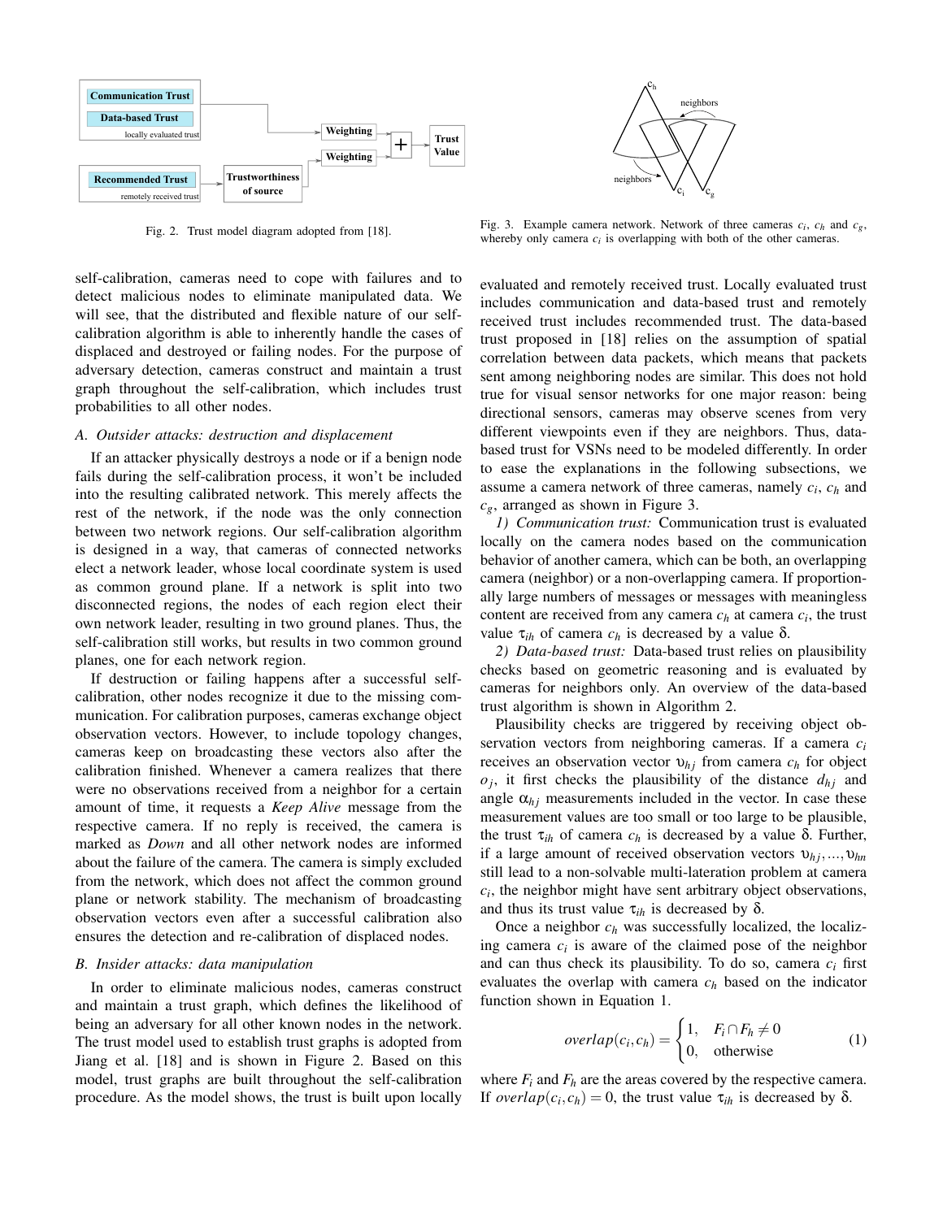Fig. 2. Trust model diagram adopted from [18].

Fig. 3. Example camera network. Network of three cameras $c_i$, $c_h$ and $c_g$, whereby only camera $c_i$ is overlapping with both of the other cameras.

self-calibration, cameras need to cope with failures and to detect malicious nodes to eliminate manipulated data. We will see, that the distributed and flexible nature of our self-calibration algorithm is able to inherently handle the cases of displaced and destroyed or failing nodes. For the purpose of adversary detection, cameras construct and maintain a trust graph throughout the self-calibration, which includes trust probabilities to all other nodes.

### A. Outsider attacks: destruction and displacement

If an attacker physically destroys a node or if a benign node fails during the self-calibration process, it won't be included into the resulting calibrated network. This merely affects the rest of the network, if the node was the only connection between two network regions. Our self-calibration algorithm is designed in a way, that cameras of connected networks elect a network leader, whose local coordinate system is used as common ground plane. If a network is split into two disconnected regions, the nodes of each region elect their own network leader, resulting in two ground planes. Thus, the self-calibration still works, but results in two common ground planes, one for each network region.

If destruction or failing happens after a successful self-calibration, other nodes recognize it due to the missing communication. For calibration purposes, cameras exchange object observation vectors. However, to include topology changes, cameras keep on broadcasting these vectors also after the calibration finished. Whenever a camera realizes that there were no observations received from a neighbor for a certain amount of time, it requests a *Keep Alive* message from the respective camera. If no reply is received, the camera is marked as *Down* and all other network nodes are informed about the failure of the camera. The camera is simply excluded from the network, which does not affect the common ground plane or network stability. The mechanism of broadcasting observation vectors even after a successful calibration also ensures the detection and re-calibration of displaced nodes.

### B. Insider attacks: data manipulation

In order to eliminate malicious nodes, cameras construct and maintain a trust graph, which defines the likelihood of being an adversary for all other known nodes in the network. The trust model used to establish trust graphs is adopted from Jiang et al. [18] and is shown in Figure 2. Based on this model, trust graphs are built throughout the self-calibration procedure. As the model shows, the trust is built upon locally evaluated and remotely received trust. Locally evaluated trust includes communication and data-based trust and remotely received trust includes recommended trust. The data-based trust proposed in [18] relies on the assumption of spatial correlation between data packets, which means that packets sent among neighboring nodes are similar. This does not hold true for visual sensor networks for one major reason: being directional sensors, cameras may observe scenes from very different viewpoints even if they are neighbors. Thus, data-based trust for VSNs need to be modeled differently. In order to ease the explanations in the following subsections, we assume a camera network of three cameras, namely $c_i$, $c_h$ and $c_g$, arranged as shown in Figure 3.

*1) Communication trust:* Communication trust is evaluated locally on the camera nodes based on the communication behavior of another camera, which can be both, an overlapping camera (neighbor) or a non-overlapping camera. If proportionally large numbers of messages or messages with meaningless content are received from any camera $c_h$ at camera $c_i$, the trust value $\tau_{ih}$ of camera $c_h$ is decreased by a value $\delta$.

*2) Data-based trust:* Data-based trust relies on plausibility checks based on geometric reasoning and is evaluated by cameras for neighbors only. An overview of the data-based trust algorithm is shown in Algorithm 2.

Plausibility checks are triggered by receiving object observation vectors from neighboring cameras. If a camera $c_i$ receives an observation vector $\upsilon_{hj}$ from camera $c_h$ for object $o_j$, it first checks the plausibility of the distance $d_{hj}$ and angle $\alpha_{hj}$ measurements included in the vector. In case these measurement values are too small or too large to be plausible, the trust $\tau_{ih}$ of camera $c_h$ is decreased by a value $\delta$. Further, if a large amount of received observation vectors $\upsilon_{hj},...,\upsilon_{hn}$ still lead to a non-solvable multi-lateration problem at camera $c_i$, the neighbor might have sent arbitrary object observations, and thus its trust value $\tau_{ih}$ is decreased by $\delta$.

Once a neighbor $c_h$ was successfully localized, the localizing camera $c_i$ is aware of the claimed pose of the neighbor and can thus check its plausibility. To do so, camera $c_i$ first evaluates the overlap with camera $c_h$ based on the indicator function shown in Equation 1.

$$overlap(c_i, c_h) = \begin{cases} 1, & F_i \cap F_h \neq 0 \\ 0, & \text{otherwise} \end{cases} \quad (1)$$

where $F_i$ and $F_h$ are the areas covered by the respective camera. If $overlap(c_i, c_h) = 0$, the trust value $\tau_{ih}$ is decreased by $\delta$.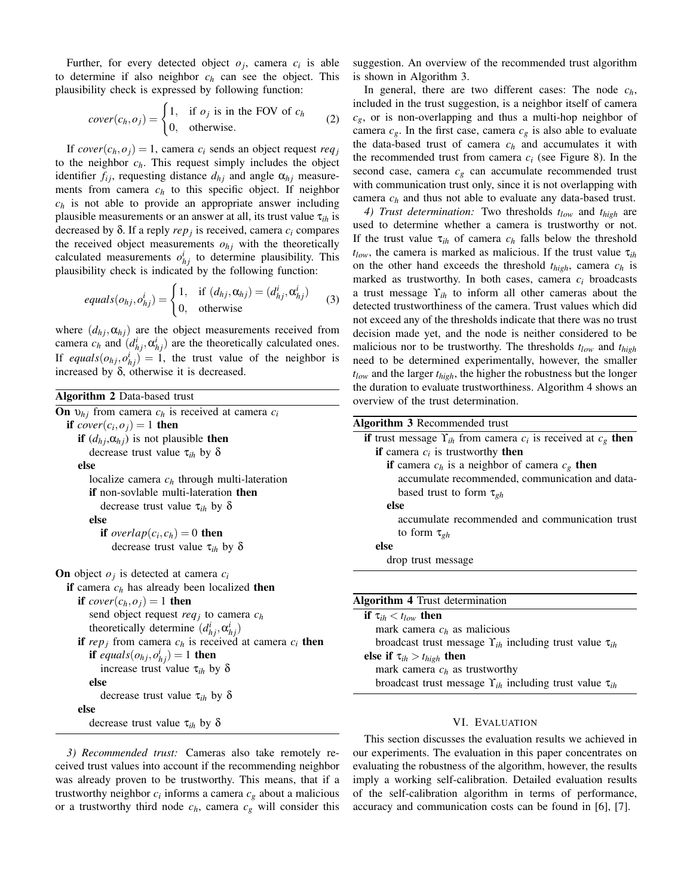Further, for every detected object $o_j$, camera $c_i$ is able to determine if also neighbor $c_h$ can see the object. This plausibility check is expressed by following function:

$$cover(c_h, o_j) = \begin{cases} 1, & \text{if } o_j \text{ is in the FOV of } c_h \\ 0, & \text{otherwise.} \end{cases} \quad (2)$$

If $cover(c_h, o_j) = 1$, camera $c_i$ sends an object request $req_j$ to the neighbor $c_h$. This request simply includes the object identifier $f_{ij}$, requesting distance $d_{hj}$ and angle $\alpha_{hj}$ measurements from camera $c_h$ to this specific object. If neighbor $c_h$ is not able to provide an appropriate answer including plausible measurements or an answer at all, its trust value $\tau_{ih}$ is decreased by $\delta$. If a reply $rep_j$ is received, camera $c_i$ compares the received object measurements $o_{hj}$ with the theoretically calculated measurements $o^i_{hj}$ to determine plausibility. This plausibility check is indicated by the following function:

$$equals(o_{hj}, o^i_{hj}) = \begin{cases} 1, & \text{if } (d_{hj}, \alpha_{hj}) = (d^i_{hj}, \alpha^i_{hj}) \\ 0, & \text{otherwise} \end{cases} \quad (3)$$

where $(d_{hj}, \alpha_{hj})$ are the object measurements received from camera $c_h$ and $(d^i_{hj}, \alpha^i_{hj})$ are the theoretically calculated ones. If $equals(o_{hj}, o^i_{hj}) = 1$, the trust value of the neighbor is increased by $\delta$, otherwise it is decreased.

**Algorithm 2** Data-based trust

**On** $\upsilon_{hj}$ from camera $c_h$ is received at camera $c_i$
  **if** $cover(c_i, o_j) = 1$ **then**
    **if** $(d_{hj}, \alpha_{hj})$ is not plausible **then**
      decrease trust value $\tau_{ih}$ by $\delta$
    **else**
      localize camera $c_h$ through multi-lateration
      **if** non-sovlable multi-lateration **then**
        decrease trust value $\tau_{ih}$ by $\delta$
      **else**
        **if** $overlap(c_i, c_h) = 0$ **then**
          decrease trust value $\tau_{ih}$ by $\delta$

**On** object $o_j$ is detected at camera $c_i$
  **if** camera $c_h$ has already been localized **then**
    **if** $cover(c_h, o_j) = 1$ **then**
      send object request $req_j$ to camera $c_h$
      theoretically determine $(d^i_{hj}, \alpha^i_{hj})$
    **if** $rep_j$ from camera $c_h$ is received at camera $c_i$ **then**
      **if** $equals(o_{hj}, o^i_{hj}) = 1$ **then**
        increase trust value $\tau_{ih}$ by $\delta$
      **else**
        decrease trust value $\tau_{ih}$ by $\delta$
    **else**
      decrease trust value $\tau_{ih}$ by $\delta$

*3) Recommended trust:* Cameras also take remotely received trust values into account if the recommending neighbor was already proven to be trustworthy. This means, that if a trustworthy neighbor $c_i$ informs a camera $c_g$ about a malicious or a trustworthy third node $c_h$, camera $c_g$ will consider this suggestion. An overview of the recommended trust algorithm is shown in Algorithm 3.

In general, there are two different cases: The node $c_h$, included in the trust suggestion, is a neighbor itself of camera $c_g$, or is non-overlapping and thus a multi-hop neighbor of camera $c_g$. In the first case, camera $c_g$ is also able to evaluate the data-based trust of camera $c_h$ and accumulates it with the recommended trust from camera $c_i$ (see Figure 8). In the second case, camera $c_g$ can accumulate recommended trust with communication trust only, since it is not overlapping with camera $c_h$ and thus not able to evaluate any data-based trust.

*4) Trust determination:* Two thresholds $t_{low}$ and $t_{high}$ are used to determine whether a camera is trustworthy or not. If the trust value $\tau_{ih}$ of camera $c_h$ falls below the threshold $t_{low}$, the camera is marked as malicious. If the trust value $\tau_{ih}$ on the other hand exceeds the threshold $t_{high}$, camera $c_h$ is marked as trustworthy. In both cases, camera $c_i$ broadcasts a trust message $\Upsilon_{ih}$ to inform all other cameras about the detected trustworthiness of the camera. Trust values which did not exceed any of the thresholds indicate that there was no trust decision made yet, and the node is neither considered to be malicious nor to be trustworthy. The thresholds $t_{low}$ and $t_{high}$ need to be determined experimentally, however, the smaller $t_{low}$ and the larger $t_{high}$, the higher the robustness but the longer the duration to evaluate trustworthiness. Algorithm 4 shows an overview of the trust determination.

**Algorithm 3** Recommended trust

**if** trust message $\Upsilon_{ih}$ from camera $c_i$ is received at $c_g$ **then**
  **if** camera $c_i$ is trustworthy **then**
    **if** camera $c_h$ is a neighbor of camera $c_g$ **then**
      accumulate recommended, communication and data-based trust to form $\tau_{gh}$
    **else**
      accumulate recommended and communication trust to form $\tau_{gh}$
  **else**
    drop trust message

**Algorithm 4** Trust determination

**if** $\tau_{ih} < t_{low}$ **then**
  mark camera $c_h$ as malicious
  broadcast trust message $\Upsilon_{ih}$ including trust value $\tau_{ih}$
**else if** $\tau_{ih} > t_{high}$ **then**
  mark camera $c_h$ as trustworthy
  broadcast trust message $\Upsilon_{ih}$ including trust value $\tau_{ih}$

## VI. Evaluation

This section discusses the evaluation results we achieved in our experiments. The evaluation in this paper concentrates on evaluating the robustness of the algorithm, however, the results imply a working self-calibration. Detailed evaluation results of the self-calibration algorithm in terms of performance, accuracy and communication costs can be found in [6], [7].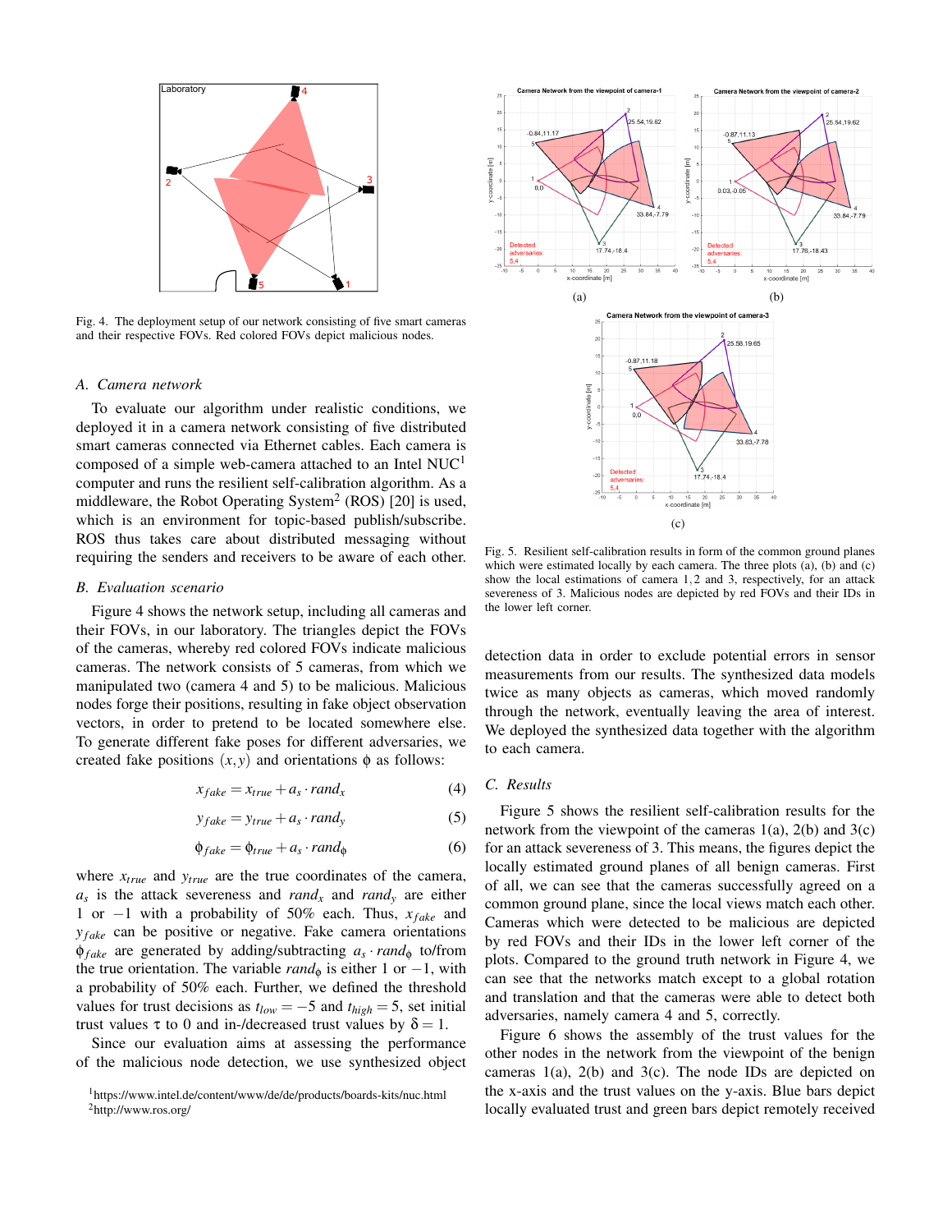Fig. 4. The deployment setup of our network consisting of five smart cameras and their respective FOVs. Red colored FOVs depict malicious nodes.

### A. Camera network

To evaluate our algorithm under realistic conditions, we deployed it in a camera network consisting of five distributed smart cameras connected via Ethernet cables. Each camera is composed of a simple web-camera attached to an Intel NUC[1] computer and runs the resilient self-calibration algorithm. As a middleware, the Robot Operating System[2] (ROS) [20] is used, which is an environment for topic-based publish/subscribe. ROS thus takes care about distributed messaging without requiring the senders and receivers to be aware of each other.

### B. Evaluation scenario

Figure 4 shows the network setup, including all cameras and their FOVs, in our laboratory. The triangles depict the FOVs of the cameras, whereby red colored FOVs indicate malicious cameras. The network consists of 5 cameras, from which we manipulated two (camera 4 and 5) to be malicious. Malicious nodes forge their positions, resulting in fake object observation vectors, in order to pretend to be located somewhere else. To generate different fake poses for different adversaries, we created fake positions $(x, y)$ and orientations $\phi$ as follows:

$$x_{fake} = x_{true} + a_s \cdot rand_x \tag{4}$$

$$y_{fake} = y_{true} + a_s \cdot rand_y \tag{5}$$

$$\phi_{fake} = \phi_{true} + a_s \cdot rand_\phi \tag{6}$$

where $x_{true}$ and $y_{true}$ are the true coordinates of the camera, $a_s$ is the attack severeness and $rand_x$ and $rand_y$ are either 1 or $-1$ with a probability of 50% each. Thus, $x_{fake}$ and $y_{fake}$ can be positive or negative. Fake camera orientations $\phi_{fake}$ are generated by adding/subtracting $a_s \cdot rand_\phi$ to/from the true orientation. The variable $rand_\phi$ is either 1 or $-1$, with a probability of 50% each. Further, we defined the threshold values for trust decisions as $t_{low} = -5$ and $t_{high} = 5$, set initial trust values $\tau$ to 0 and in-/decreased trust values by $\delta = 1$.

Since our evaluation aims at assessing the performance of the malicious node detection, we use synthesized object detection data in order to exclude potential errors in sensor measurements from our results. The synthesized data models twice as many objects as cameras, which moved randomly through the network, eventually leaving the area of interest. We deployed the synthesized data together with the algorithm to each camera.

[1] https://www.intel.de/content/www/de/de/products/boards-kits/nuc.html
[2] http://www.ros.org/

Fig. 5. Resilient self-calibration results in form of the common ground planes which were estimated locally by each camera. The three plots (a), (b) and (c) show the local estimations of camera 1, 2 and 3, respectively, for an attack severeness of 3. Malicious nodes are depicted by red FOVs and their IDs in the lower left corner.

### C. Results

Figure 5 shows the resilient self-calibration results for the network from the viewpoint of the cameras 1(a), 2(b) and 3(c) for an attack severeness of 3. This means, the figures depict the locally estimated ground planes of all benign cameras. First of all, we can see that the cameras successfully agreed on a common ground plane, since the local views match each other. Cameras which were detected to be malicious are depicted by red FOVs and their IDs in the lower left corner of the plots. Compared to the ground truth network in Figure 4, we can see that the networks match except to a global rotation and translation and that the cameras were able to detect both adversaries, namely camera 4 and 5, correctly.

Figure 6 shows the assembly of the trust values for the other nodes in the network from the viewpoint of the benign cameras 1(a), 2(b) and 3(c). The node IDs are depicted on the x-axis and the trust values on the y-axis. Blue bars depict locally evaluated trust and green bars depict remotely received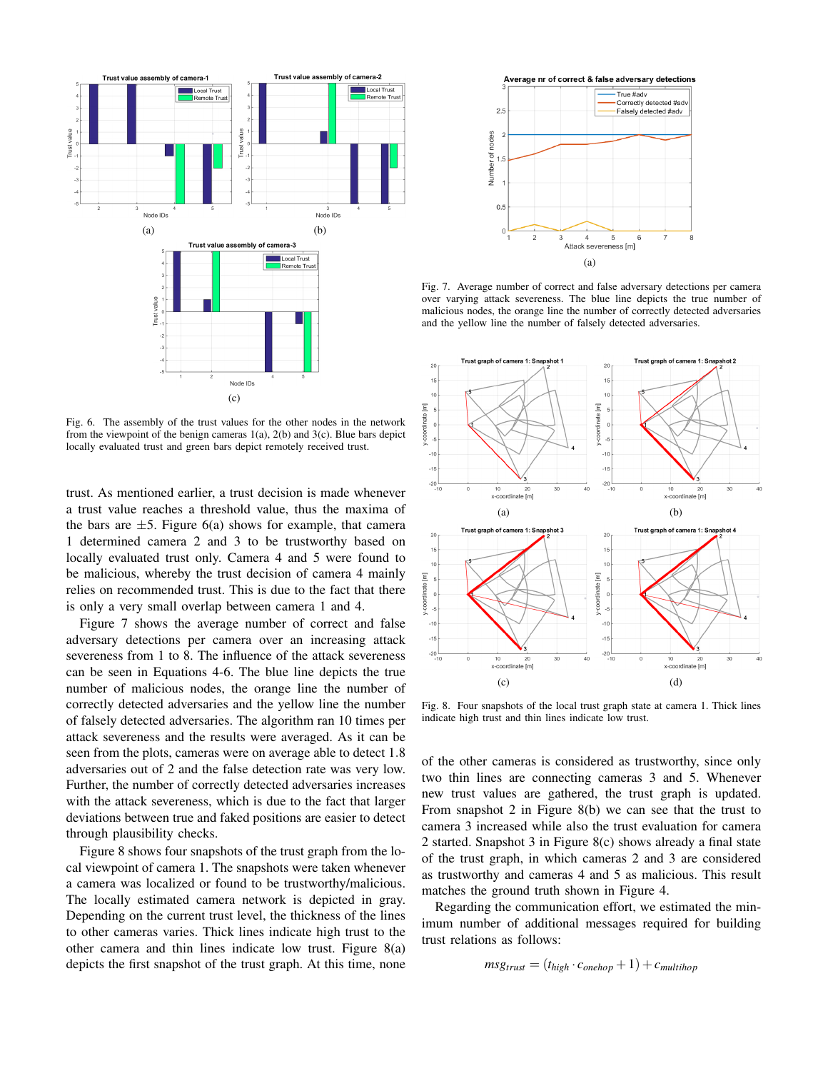Fig. 6. The assembly of the trust values for the other nodes in the network from the viewpoint of the benign cameras 1(a), 2(b) and 3(c). Blue bars depict locally evaluated trust and green bars depict remotely received trust.

trust. As mentioned earlier, a trust decision is made whenever a trust value reaches a threshold value, thus the maxima of the bars are $\pm 5$. Figure 6(a) shows for example, that camera 1 determined camera 2 and 3 to be trustworthy based on locally evaluated trust only. Camera 4 and 5 were found to be malicious, whereby the trust decision of camera 4 mainly relies on recommended trust. This is due to the fact that there is only a very small overlap between camera 1 and 4.

Figure 7 shows the average number of correct and false adversary detections per camera over an increasing attack severeness from 1 to 8. The influence of the attack severeness can be seen in Equations 4-6. The blue line depicts the true number of malicious nodes, the orange line the number of correctly detected adversaries and the yellow line the number of falsely detected adversaries. The algorithm ran 10 times per attack severeness and the results were averaged. As it can be seen from the plots, cameras were on average able to detect 1.8 adversaries out of 2 and the false detection rate was very low. Further, the number of correctly detected adversaries increases with the attack severeness, which is due to the fact that larger deviations between true and faked positions are easier to detect through plausibility checks.

Figure 8 shows four snapshots of the trust graph from the local viewpoint of camera 1. The snapshots were taken whenever a camera was localized or found to be trustworthy/malicious. The locally estimated camera network is depicted in gray. Depending on the current trust level, the thickness of the lines to other cameras varies. Thick lines indicate high trust to the other camera and thin lines indicate low trust. Figure 8(a) depicts the first snapshot of the trust graph. At this time, none of the other cameras is considered as trustworthy, since only two thin lines are connecting cameras 3 and 5. Whenever new trust values are gathered, the trust graph is updated. From snapshot 2 in Figure 8(b) we can see that the trust to camera 3 increased while also the trust evaluation for camera 2 started. Snapshot 3 in Figure 8(c) shows already a final state of the trust graph, in which cameras 2 and 3 are considered as trustworthy and cameras 4 and 5 as malicious. This result matches the ground truth shown in Figure 4.

Regarding the communication effort, we estimated the minimum number of additional messages required for building trust relations as follows:

$$msg_{trust} = (t_{high} \cdot c_{onehop} + 1) + c_{multihop}$$

Fig. 7. Average number of correct and false adversary detections per camera over varying attack severeness. The blue line depicts the true number of malicious nodes, the orange line the number of correctly detected adversaries and the yellow line the number of falsely detected adversaries.

Fig. 8. Four snapshots of the local trust graph state at camera 1. Thick lines indicate high trust and thin lines indicate low trust.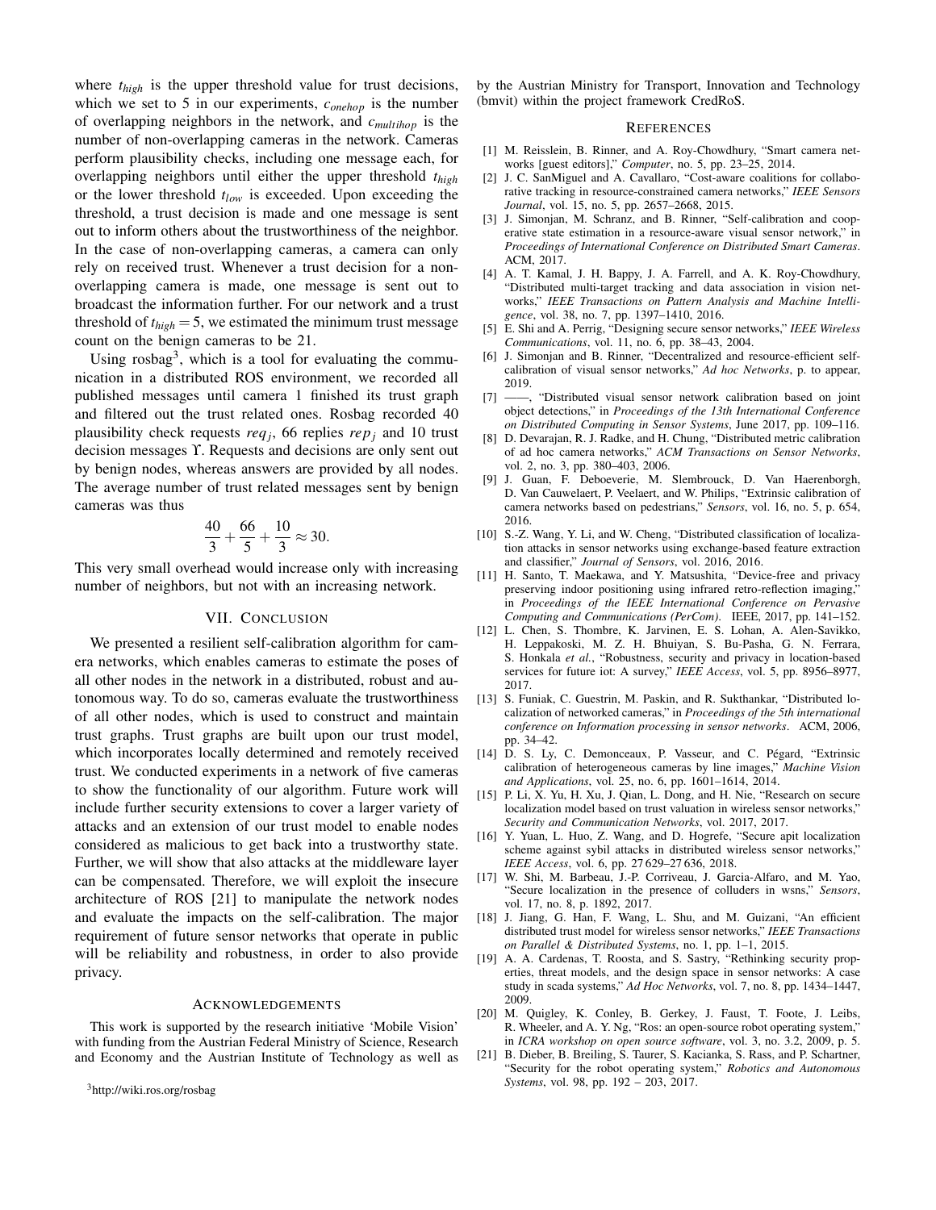where $t_{high}$ is the upper threshold value for trust decisions, which we set to 5 in our experiments, $c_{onehop}$ is the number of overlapping neighbors in the network, and $c_{multihop}$ is the number of non-overlapping cameras in the network. Cameras perform plausibility checks, including one message each, for overlapping neighbors until either the upper threshold $t_{high}$ or the lower threshold $t_{low}$ is exceeded. Upon exceeding the threshold, a trust decision is made and one message is sent out to inform others about the trustworthiness of the neighbor. In the case of non-overlapping cameras, a camera can only rely on received trust. Whenever a trust decision for a non-overlapping camera is made, one message is sent out to broadcast the information further. For our network and a trust threshold of $t_{high} = 5$, we estimated the minimum trust message count on the benign cameras to be 21.

Using rosbag[3], which is a tool for evaluating the communication in a distributed ROS environment, we recorded all published messages until camera 1 finished its trust graph and filtered out the trust related ones. Rosbag recorded 40 plausibility check requests $req_j$, 66 replies $rep_j$ and 10 trust decision messages $\Upsilon$. Requests and decisions are only sent out by benign nodes, whereas answers are provided by all nodes. The average number of trust related messages sent by benign cameras was thus

$$\frac{40}{3} + \frac{66}{5} + \frac{10}{3} \approx 30.$$

This very small overhead would increase only with increasing number of neighbors, but not with an increasing network.

## VII. Conclusion

We presented a resilient self-calibration algorithm for camera networks, which enables cameras to estimate the poses of all other nodes in the network in a distributed, robust and autonomous way. To do so, cameras evaluate the trustworthiness of all other nodes, which is used to construct and maintain trust graphs. Trust graphs are built upon our trust model, which incorporates locally determined and remotely received trust. We conducted experiments in a network of five cameras to show the functionality of our algorithm. Future work will include further security extensions to cover a larger variety of attacks and an extension of our trust model to enable nodes considered as malicious to get back into a trustworthy state. Further, we will show that also attacks at the middleware layer can be compensated. Therefore, we will exploit the insecure architecture of ROS [21] to manipulate the network nodes and evaluate the impacts on the self-calibration. The major requirement of future sensor networks that operate in public will be reliability and robustness, in order to also provide privacy.

## Acknowledgements

This work is supported by the research initiative 'Mobile Vision' with funding from the Austrian Federal Ministry of Science, Research and Economy and the Austrian Institute of Technology as well as by the Austrian Ministry for Transport, Innovation and Technology (bmvit) within the project framework CredRoS.

[3]http://wiki.ros.org/rosbag

## References

[1] M. Reisslein, B. Rinner, and A. Roy-Chowdhury, "Smart camera networks [guest editors]," *Computer*, no. 5, pp. 23–25, 2014.

[2] J. C. SanMiguel and A. Cavallaro, "Cost-aware coalitions for collaborative tracking in resource-constrained camera networks," *IEEE Sensors Journal*, vol. 15, no. 5, pp. 2657–2668, 2015.

[3] J. Simonjan, M. Schranz, and B. Rinner, "Self-calibration and cooperative state estimation in a resource-aware visual sensor network," in *Proceedings of International Conference on Distributed Smart Cameras*. ACM, 2017.

[4] A. T. Kamal, J. H. Bappy, J. A. Farrell, and A. K. Roy-Chowdhury, "Distributed multi-target tracking and data association in vision networks," *IEEE Transactions on Pattern Analysis and Machine Intelligence*, vol. 38, no. 7, pp. 1397–1410, 2016.

[5] E. Shi and A. Perrig, "Designing secure sensor networks," *IEEE Wireless Communications*, vol. 11, no. 6, pp. 38–43, 2004.

[6] J. Simonjan and B. Rinner, "Decentralized and resource-efficient self-calibration of visual sensor networks," *Ad hoc Networks*, p. to appear, 2019.

[7] ——, "Distributed visual sensor network calibration based on joint object detections," in *Proceedings of the 13th International Conference on Distributed Computing in Sensor Systems*, June 2017, pp. 109–116.

[8] D. Devarajan, R. J. Radke, and H. Chung, "Distributed metric calibration of ad hoc camera networks," *ACM Transactions on Sensor Networks*, vol. 2, no. 3, pp. 380–403, 2006.

[9] J. Guan, F. Deboeverie, M. Slembrouck, D. Van Haerenborgh, D. Van Cauwelaert, P. Veelaert, and W. Philips, "Extrinsic calibration of camera networks based on pedestrians," *Sensors*, vol. 16, no. 5, p. 654, 2016.

[10] S.-Z. Wang, Y. Li, and W. Cheng, "Distributed classification of localization attacks in sensor networks using exchange-based feature extraction and classifier," *Journal of Sensors*, vol. 2016, 2016.

[11] H. Santo, T. Maekawa, and Y. Matsushita, "Device-free and privacy preserving indoor positioning using infrared retro-reflection imaging," in *Proceedings of the IEEE International Conference on Pervasive Computing and Communications (PerCom)*. IEEE, 2017, pp. 141–152.

[12] L. Chen, S. Thombre, K. Jarvinen, E. S. Lohan, A. Alen-Savikko, H. Leppakoski, M. Z. H. Bhuiyan, S. Bu-Pasha, G. N. Ferrara, S. Honkala *et al.*, "Robustness, security and privacy in location-based services for future iot: A survey," *IEEE Access*, vol. 5, pp. 8956–8977, 2017.

[13] S. Funiak, C. Guestrin, M. Paskin, and R. Sukthankar, "Distributed localization of networked cameras," in *Proceedings of the 5th international conference on Information processing in sensor networks*. ACM, 2006, pp. 34–42.

[14] D. S. Ly, C. Demonceaux, P. Vasseur, and C. Pégard, "Extrinsic calibration of heterogeneous cameras by line images," *Machine Vision and Applications*, vol. 25, no. 6, pp. 1601–1614, 2014.

[15] P. Li, X. Yu, H. Xu, J. Qian, L. Dong, and H. Nie, "Research on secure localization model based on trust valuation in wireless sensor networks," *Security and Communication Networks*, vol. 2017, 2017.

[16] Y. Yuan, L. Huo, Z. Wang, and D. Hogrefe, "Secure apit localization scheme against sybil attacks in distributed wireless sensor networks," *IEEE Access*, vol. 6, pp. 27 629–27 636, 2018.

[17] W. Shi, M. Barbeau, J.-P. Corriveau, J. Garcia-Alfaro, and M. Yao, "Secure localization in the presence of colluders in wsns," *Sensors*, vol. 17, no. 8, p. 1892, 2017.

[18] J. Jiang, G. Han, F. Wang, L. Shu, and M. Guizani, "An efficient distributed trust model for wireless sensor networks," *IEEE Transactions on Parallel & Distributed Systems*, no. 1, pp. 1–1, 2015.

[19] A. A. Cardenas, T. Roosta, and S. Sastry, "Rethinking security properties, threat models, and the design space in sensor networks: A case study in scada systems," *Ad Hoc Networks*, vol. 7, no. 8, pp. 1434–1447, 2009.

[20] M. Quigley, K. Conley, B. Gerkey, J. Faust, T. Foote, J. Leibs, R. Wheeler, and A. Y. Ng, "Ros: an open-source robot operating system," in *ICRA workshop on open source software*, vol. 3, no. 3.2, 2009, p. 5.

[21] B. Dieber, B. Breiling, S. Taurer, S. Kacianka, S. Rass, and P. Schartner, "Security for the robot operating system," *Robotics and Autonomous Systems*, vol. 98, pp. 192 – 203, 2017.